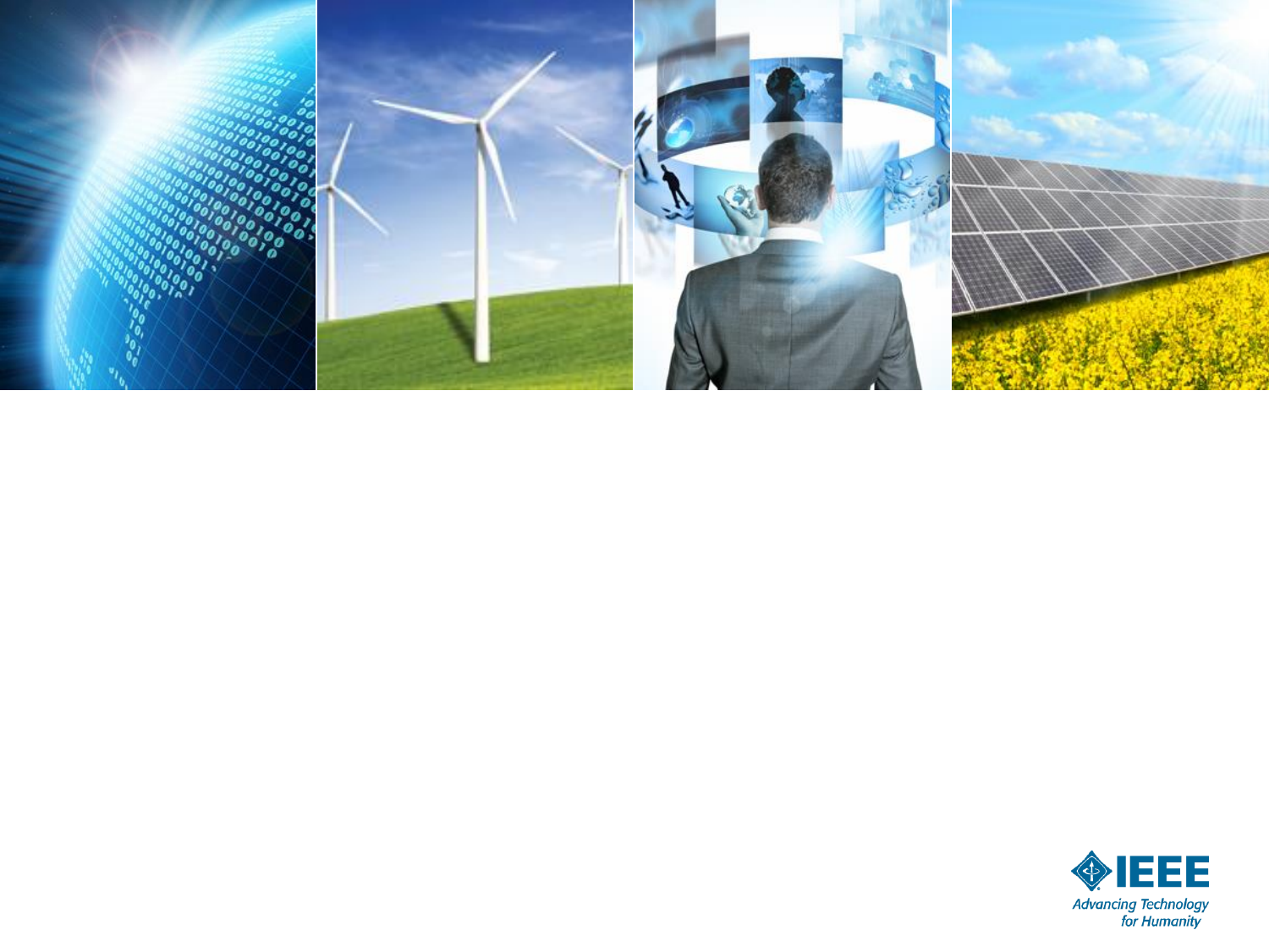IEEE

*Advancing Technology for Humanity*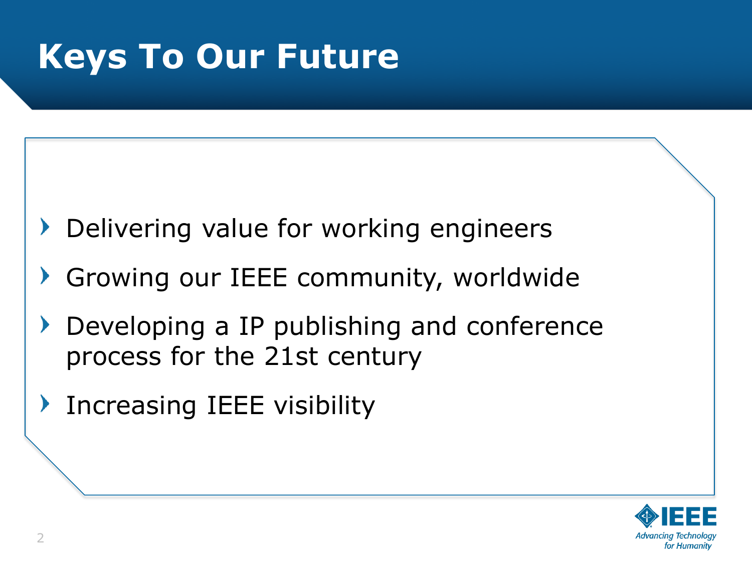# Keys To Our Future

- Delivering value for working engineers
- Growing our IEEE community, worldwide
- Developing a IP publishing and conference process for the 21st century
- Increasing IEEE visibility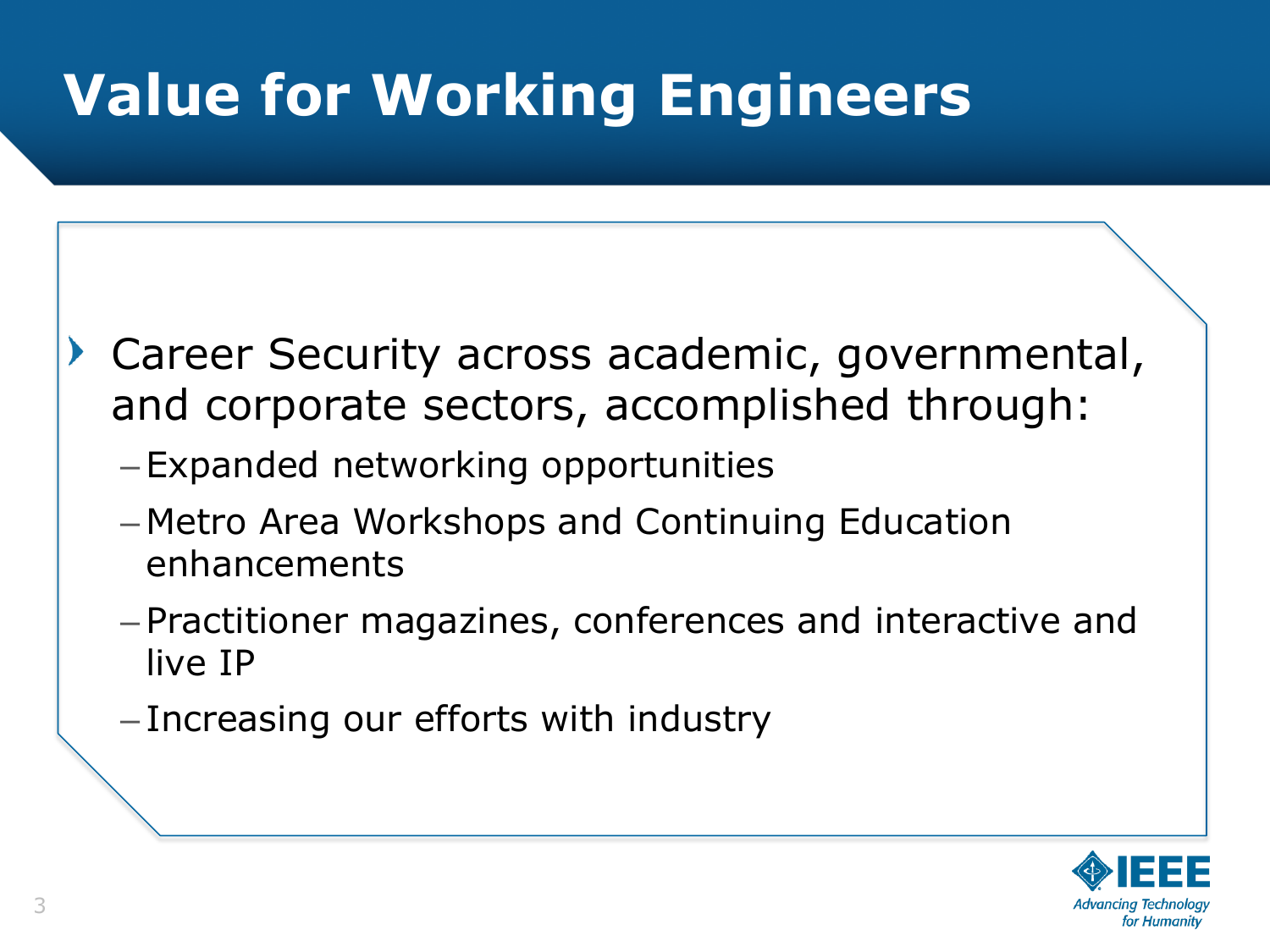# Value for Working Engineers

- Career Security across academic, governmental, and corporate sectors, accomplished through:
  - Expanded networking opportunities
  - Metro Area Workshops and Continuing Education enhancements
  - Practitioner magazines, conferences and interactive and live IP
  - Increasing our efforts with industry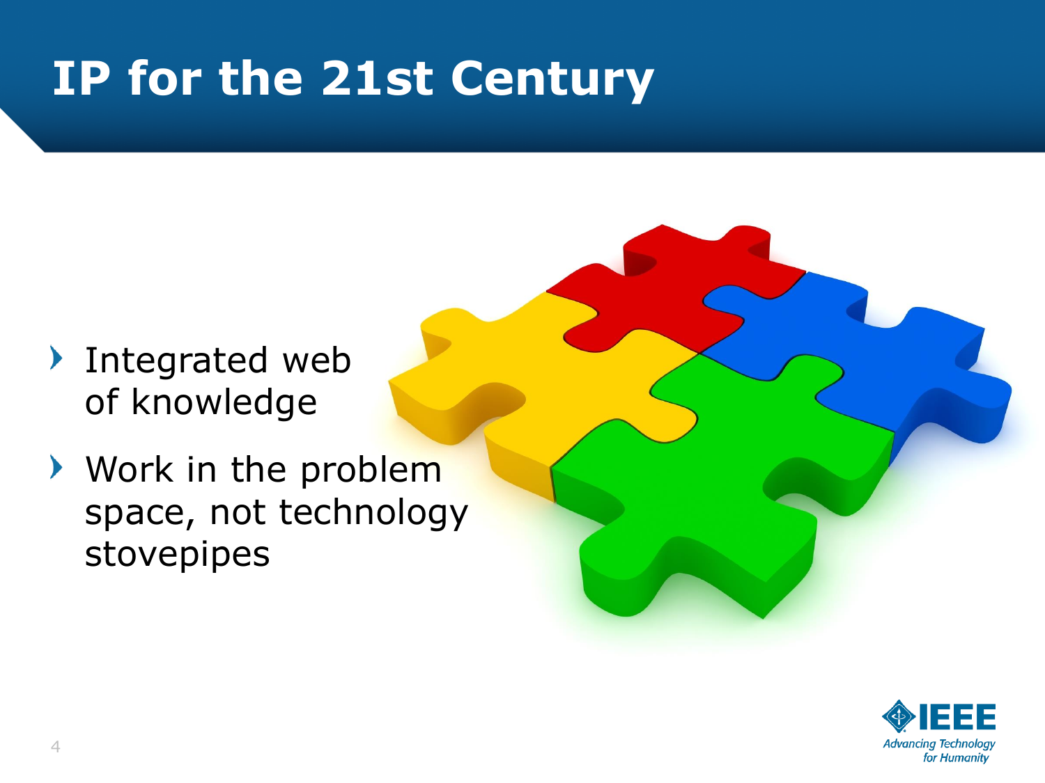# IP for the 21st Century

- Integrated web of knowledge
- Work in the problem space, not technology stovepipes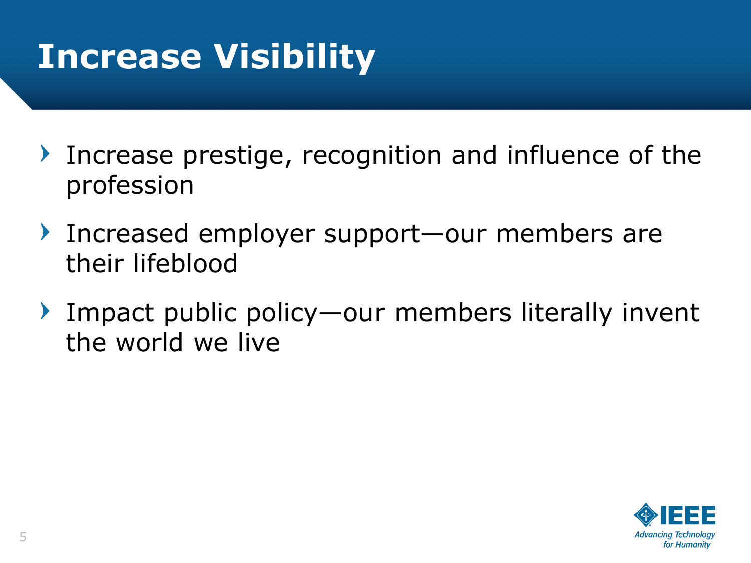# Increase Visibility

- Increase prestige, recognition and influence of the profession
- Increased employer support—our members are their lifeblood
- Impact public policy—our members literally invent the world we live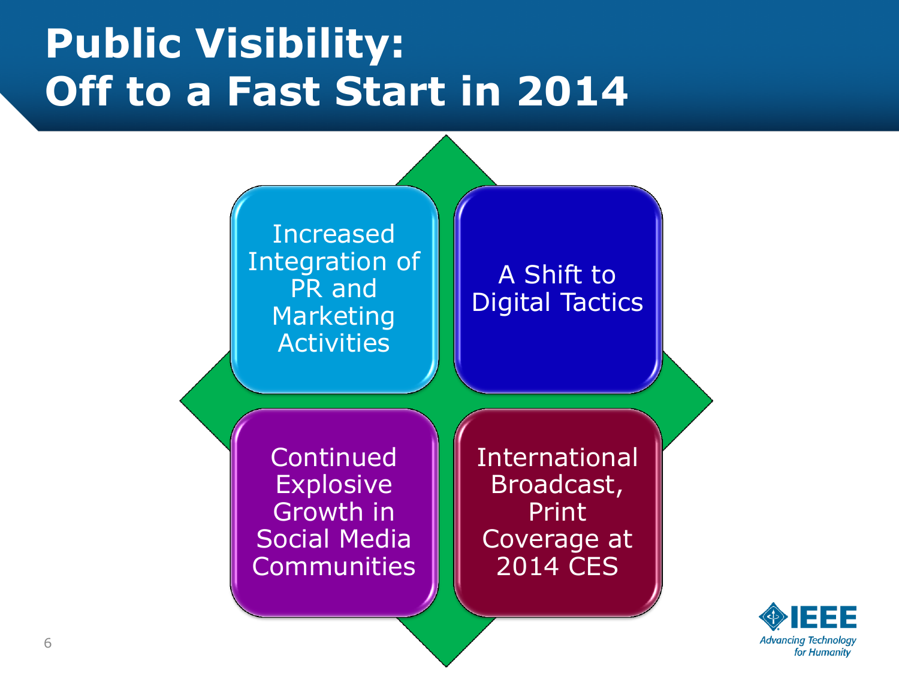# Public Visibility: Off to a Fast Start in 2014

- Increased Integration of PR and Marketing Activities
- A Shift to Digital Tactics
- Continued Explosive Growth in Social Media Communities
- International Broadcast, Print Coverage at 2014 CES

IEEE
*Advancing Technology for Humanity*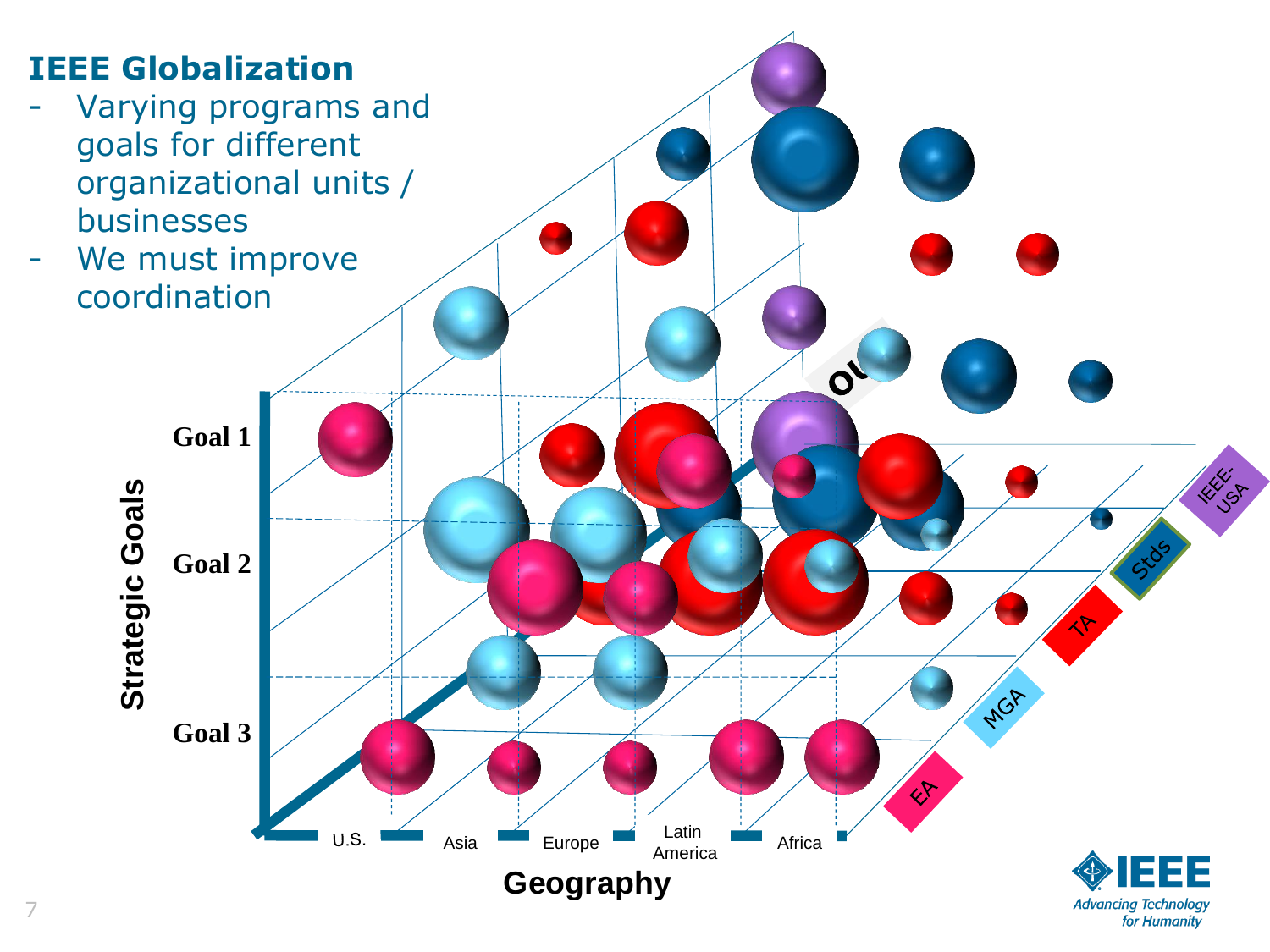# IEEE Globalization

- Varying programs and goals for different organizational units / businesses
- We must improve coordination

Strategic Goals

Goal 1

Goal 2

Goal 3

U.S. | Asia | Europe | Latin America | Africa

Geography

EA | MGA | TA | Stds | IEEE-USA

IEEE

*Advancing Technology for Humanity*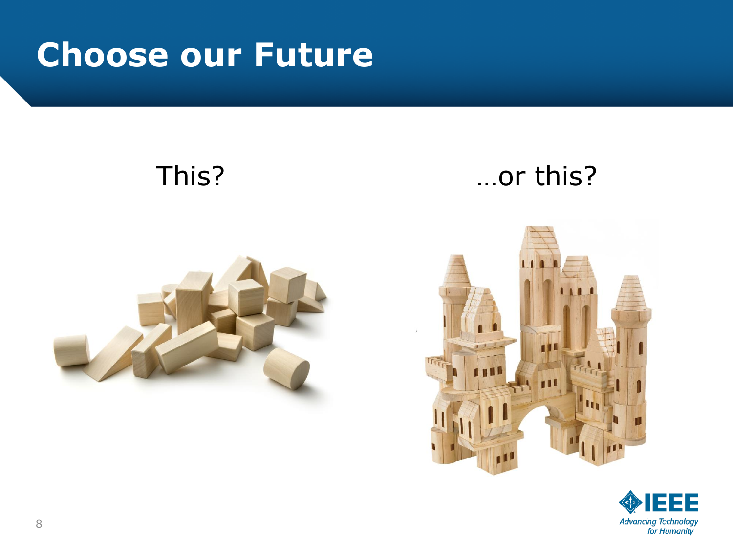# Choose our Future

This?

...or this?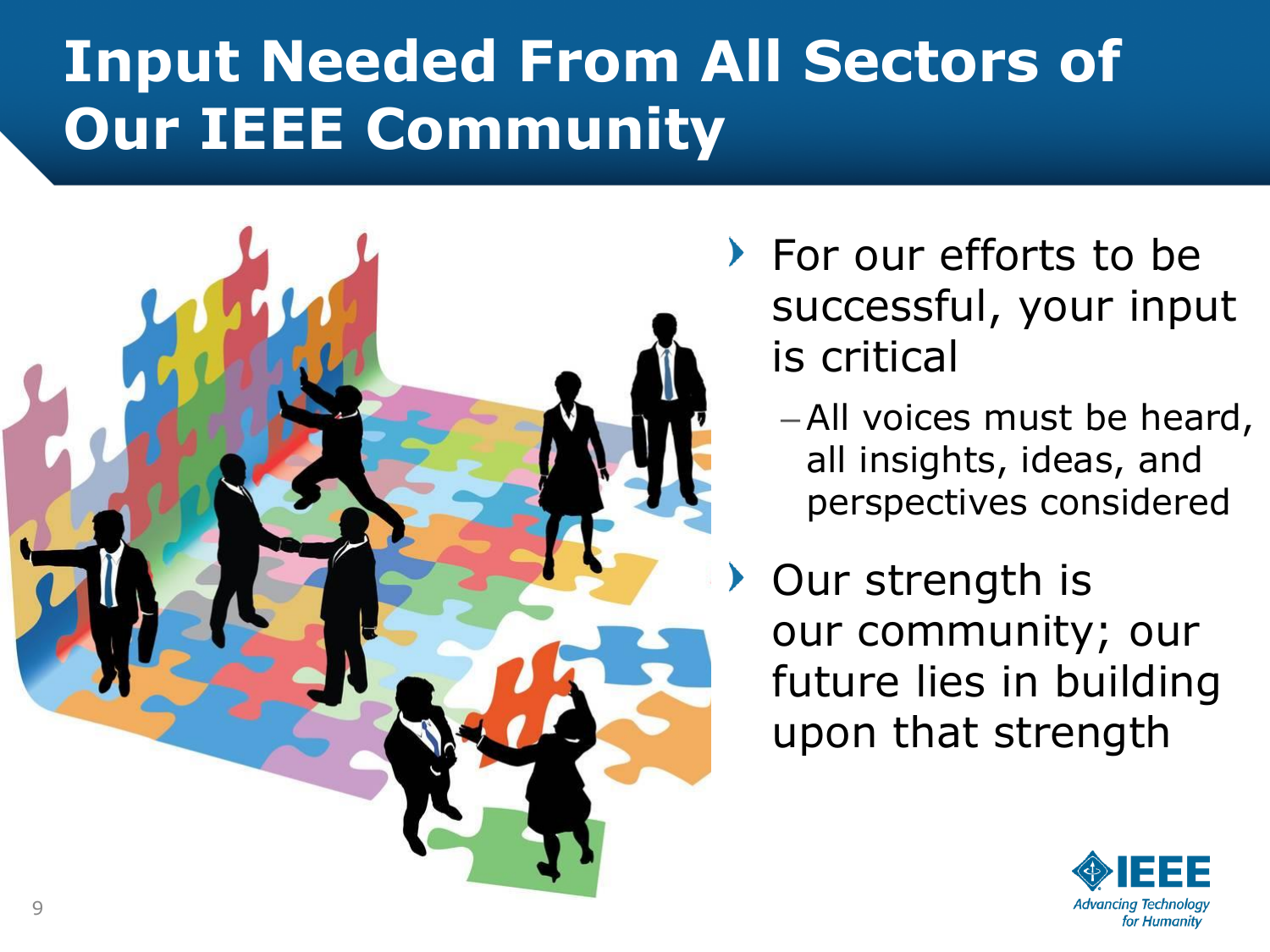# Input Needed From All Sectors of Our IEEE Community

- For our efforts to be successful, your input is critical
  - All voices must be heard, all insights, ideas, and perspectives considered
- Our strength is our community; our future lies in building upon that strength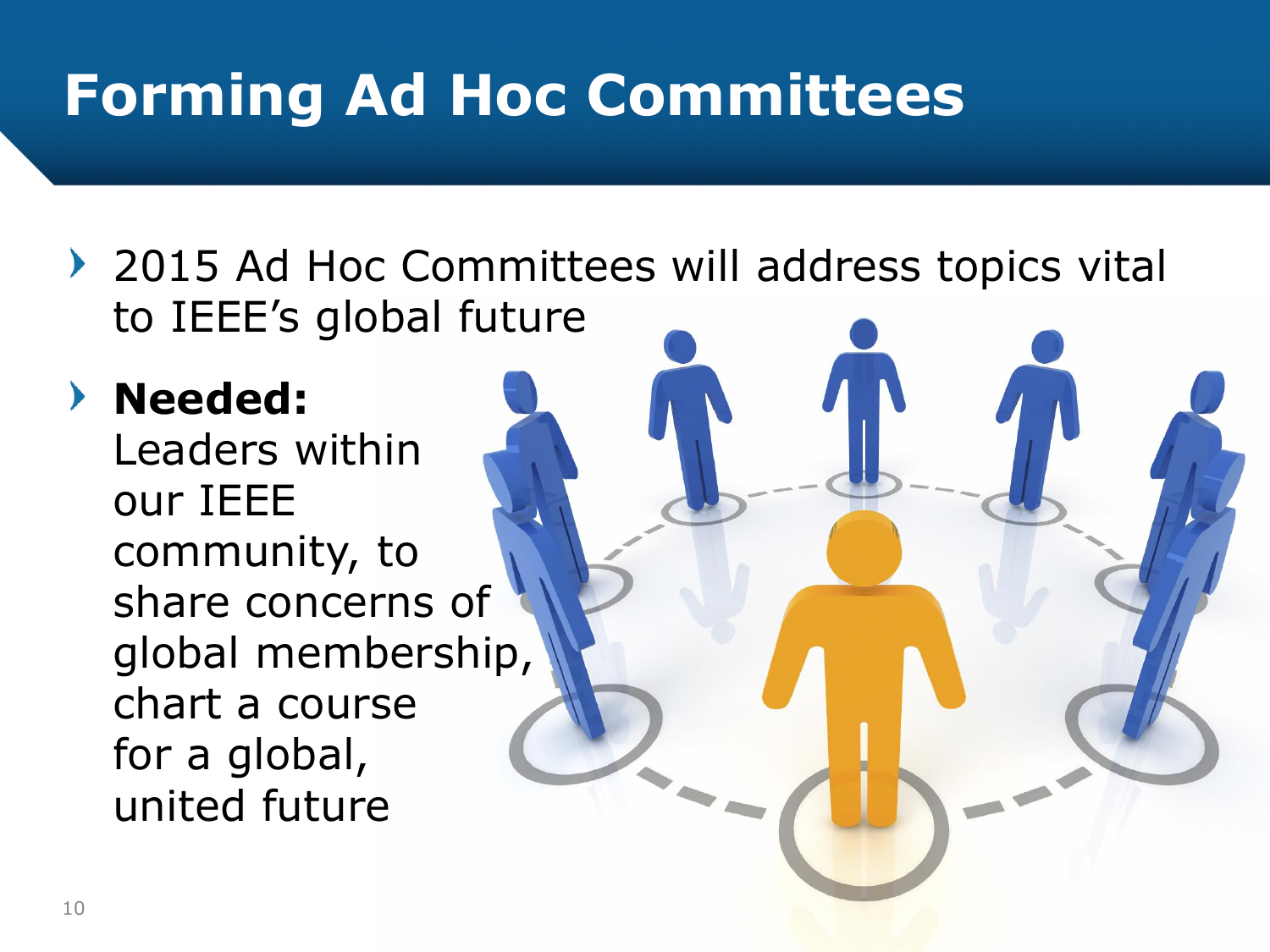# Forming Ad Hoc Committees

- 2015 Ad Hoc Committees will address topics vital to IEEE’s global future
- **Needed:** Leaders within our IEEE community, to share concerns of global membership, chart a course for a global, united future